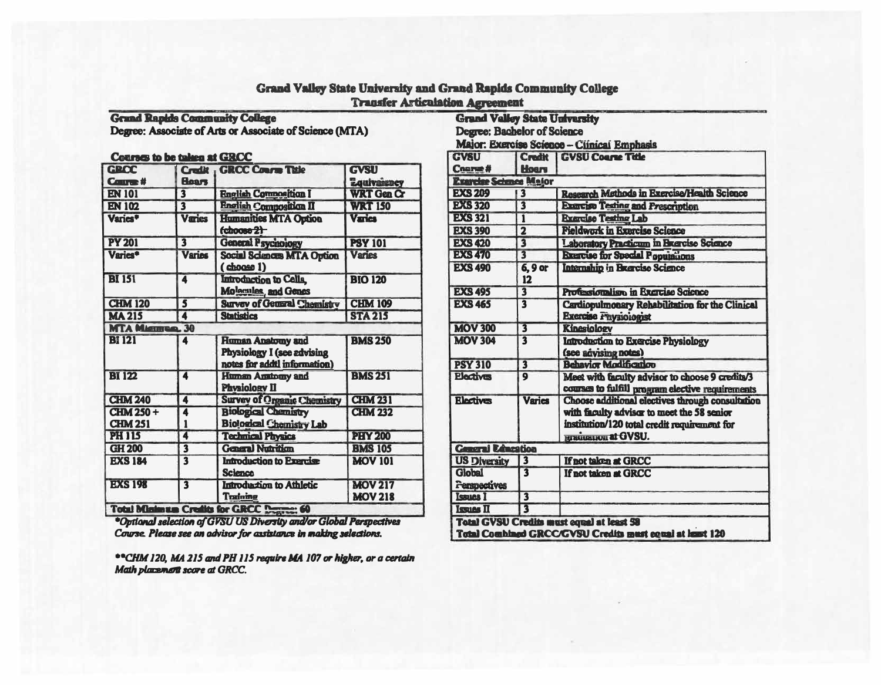# Grand Valley State University and Grand Rapids Community College
## Transfer Articulation Agreement

**Grand Rapids Community College**
**Degree: Associate of Arts or Associate of Science (MTA)**

**Courses to be taken at GRCC**

| GRCC Course # | Credit Hours | GRCC Course Title | GVSU Equivalency |
|---|---|---|---|
| EN 101 | 3 | English Composition I | WRT Gen Cr |
| EN 102 | 3 | English Composition II | WRT 150 |
| Varies* | Varies | Humanities MTA Option (choose 2) | Varies |
| PY 201 | 3 | General Psychology | PSY 101 |
| Varies* | Varies | Social Sciences MTA Option (choose 1) | Varies |
| BI 151 | 4 | Introduction to Cells, Molecules, and Genes | BIO 120 |
| CHM 120 | 5 | Survey of General Chemistry | CHM 109 |
| MA 215 | 4 | Statistics | STA 215 |
| MTA Minimum 30 | | | |
| BI 121 | 4 | Human Anatomy and Physiology I (see advising notes for addtl information) | BMS 250 |
| BI 122 | 4 | Human Anatomy and Physiology II | BMS 251 |
| CHM 240 | 4 | Survey of Organic Chemistry | CHM 231 |
| CHM 250 + CHM 251 | 4<br>1 | Biological Chemistry<br>Biological Chemistry Lab | CHM 232 |
| PH 115 | 4 | Technical Physics | PHY 200 |
| GH 200 | 3 | General Nutrition | BMS 105 |
| EXS 184 | 3 | Introduction to Exercise Science | MOV 101 |
| EXS 198 | 3 | Introduction to Athletic Training | MOV 217<br>MOV 218 |
| Total Minimum Credits for GRCC Degree: 60 | | | |

*\*Optional selection of GVSU US Diversity and/or Global Perspectives Course. Please see an advisor for assistance in making selections.*

*\*\*CHM 120, MA 215 and PH 115 require MA 107 or higher, or a certain Math placement score at GRCC.*

**Grand Valley State University**
**Degree: Bachelor of Science**
**Major: Exercise Science – Clinical Emphasis**

| GVSU Course # | Credit Hours | GVSU Course Title |
|---|---|---|
| Exercise Science Major | | |
| EXS 209 | 3 | Research Methods in Exercise/Health Science |
| EXS 320 | 3 | Exercise Testing and Prescription |
| EXS 321 | 1 | Exercise Testing Lab |
| EXS 390 | 2 | Fieldwork in Exercise Science |
| EXS 420 | 3 | Laboratory Practicum in Exercise Science |
| EXS 470 | 3 | Exercise for Special Populations |
| EXS 490 | 6, 9 or 12 | Internship in Exercise Science |
| EXS 495 | 3 | Professionalism in Exercise Science |
| EXS 465 | 3 | Cardiopulmonary Rehabilitation for the Clinical Exercise Physiologist |
| MOV 300 | 3 | Kinesiology |
| MOV 304 | 3 | Introduction to Exercise Physiology (see advising notes) |
| PSY 310 | 3 | Behavior Modification |
| Electives | 9 | Meet with faculty advisor to choose 9 credits/3 courses to fulfill program elective requirements |
| Electives | Varies | Choose additional electives through consultation with faculty advisor to meet the 58 senior institution/120 total credit requirement for graduation at GVSU. |
| General Education | | |
| US Diversity | 3 | If not taken at GRCC |
| Global Perspectives | 3 | If not taken at GRCC |
| Issues I | 3 | |
| Issues II | 3 | |
| Total GVSU Credits must equal at least 58 | | |
| Total Combined GRCC/GVSU Credits must equal at least 120 | | |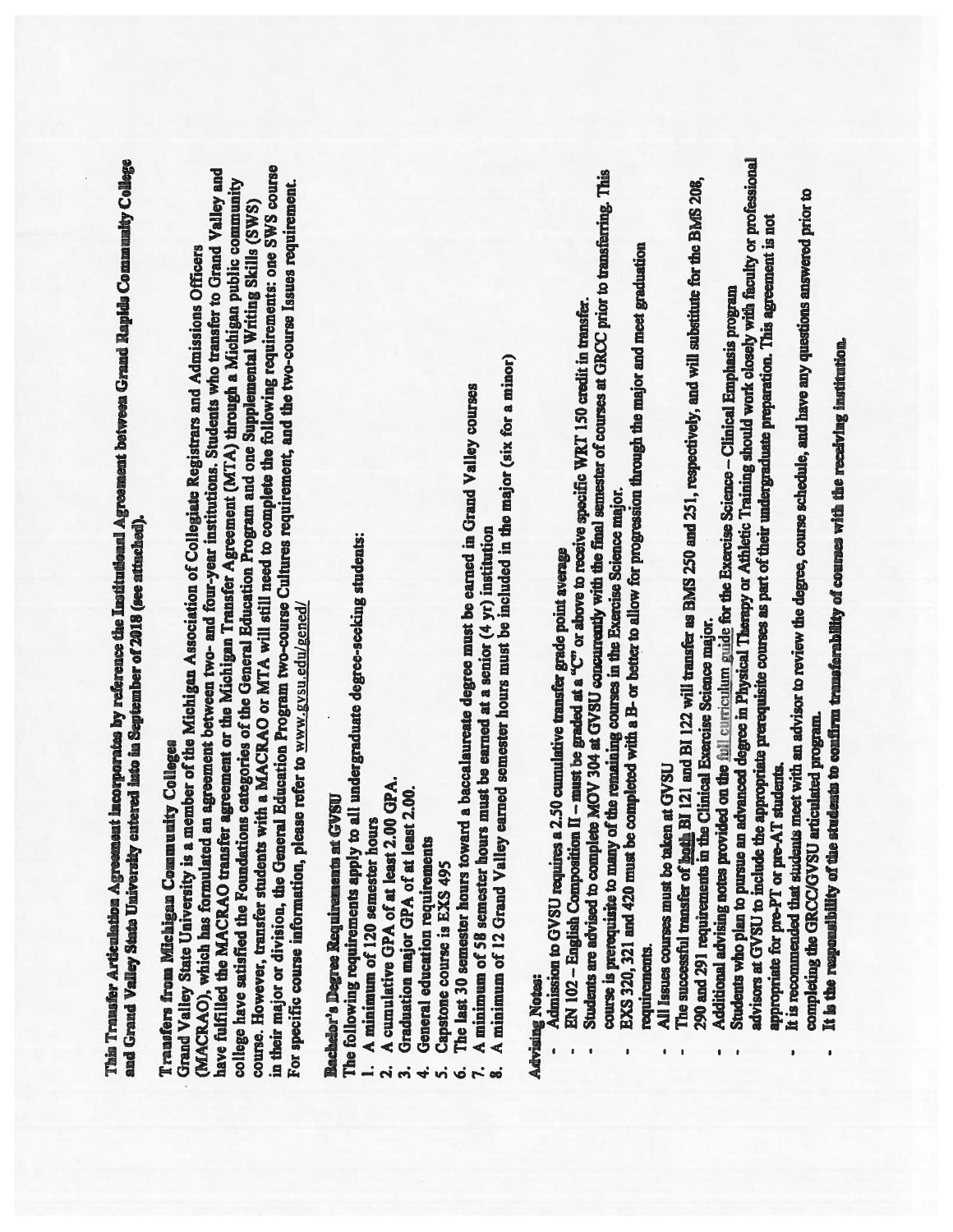This Transfer Articulation Agreement incorporates by reference the Institutional Agreement between Grand Rapids Community College and Grand Valley State University entered into in September of 2018 (see attached).

**Transfers from Michigan Community Colleges**

Grand Valley State University is a member of the Michigan Association of Collegiate Registrars and Admissions Officers (MACRAO), which has formulated an agreement between two- and four-year institutions. Students who transfer to Grand Valley and have fulfilled the MACRAO transfer agreement or the Michigan Transfer Agreement (MTA) through a Michigan public community college have satisfied the Foundations categories of the General Education Program and one Supplemental Writing Skills (SWS) course. However, transfer students with a MACRAO or MTA will still need to complete the following requirements: one SWS course in their major or division, the General Education Program two-course Cultures requirement, and the two-course Issues requirement. For specific course information, please refer to www.gvsu.edu/gened/

**Bachelor's Degree Requirements at GVSU**

The following requirements apply to all undergraduate degree-seeking students:

1. A minimum of 120 semester hours
2. A cumulative GPA of at least 2.00 GPA.
3. Graduation major GPA of at least 2.00.
4. General education requirements
5. Capstone course is EXS 495
6. The last 30 semester hours toward a baccalaureate degree must be earned in Grand Valley courses
7. A minimum of 58 semester hours must be earned at a senior (4 yr) institution
8. A minimum of 12 Grand Valley earned semester hours must be included in the major (six for a minor)

**Advising Notes:**

- Admission to GVSU requires a 2.50 cumulative transfer grade point average
- EN 102 – English Composition II – must be graded at a "C" or above to receive specific WRT 150 credit in transfer.
- Students are advised to complete MOV 304 at GVSU concurrently with the final semester of courses at GRCC prior to transferring. This course is prerequisite to many of the remaining courses in the Exercise Science major.
- EXS 320, 321 and 420 must be completed with a B- or better to allow for progression through the major and meet graduation requirements.
- All Issues courses must be taken at GVSU
- The successful transfer of both BI 121 and BI 122 will transfer as BMS 250 and 251, respectively, and will substitute for the BMS 208, 290 and 291 requirements in the Clinical Exercise Science major.
- Additional advising notes provided on the full curriculum guide for the Exercise Science – Clinical Emphasis program
- Students who plan to pursue an advanced degree in Physical Therapy or Athletic Training should work closely with faculty or professional advisors at GVSU to include the appropriate prerequisite courses as part of their undergraduate preparation. This agreement is not appropriate for pre-PT or pre-AT students.
- It is recommended that students meet with an advisor to review the degree, course schedule, and have any questions answered prior to completing the GRCC/GVSU articulated program.
- It is the responsibility of the students to confirm transferability of courses with the receiving institution.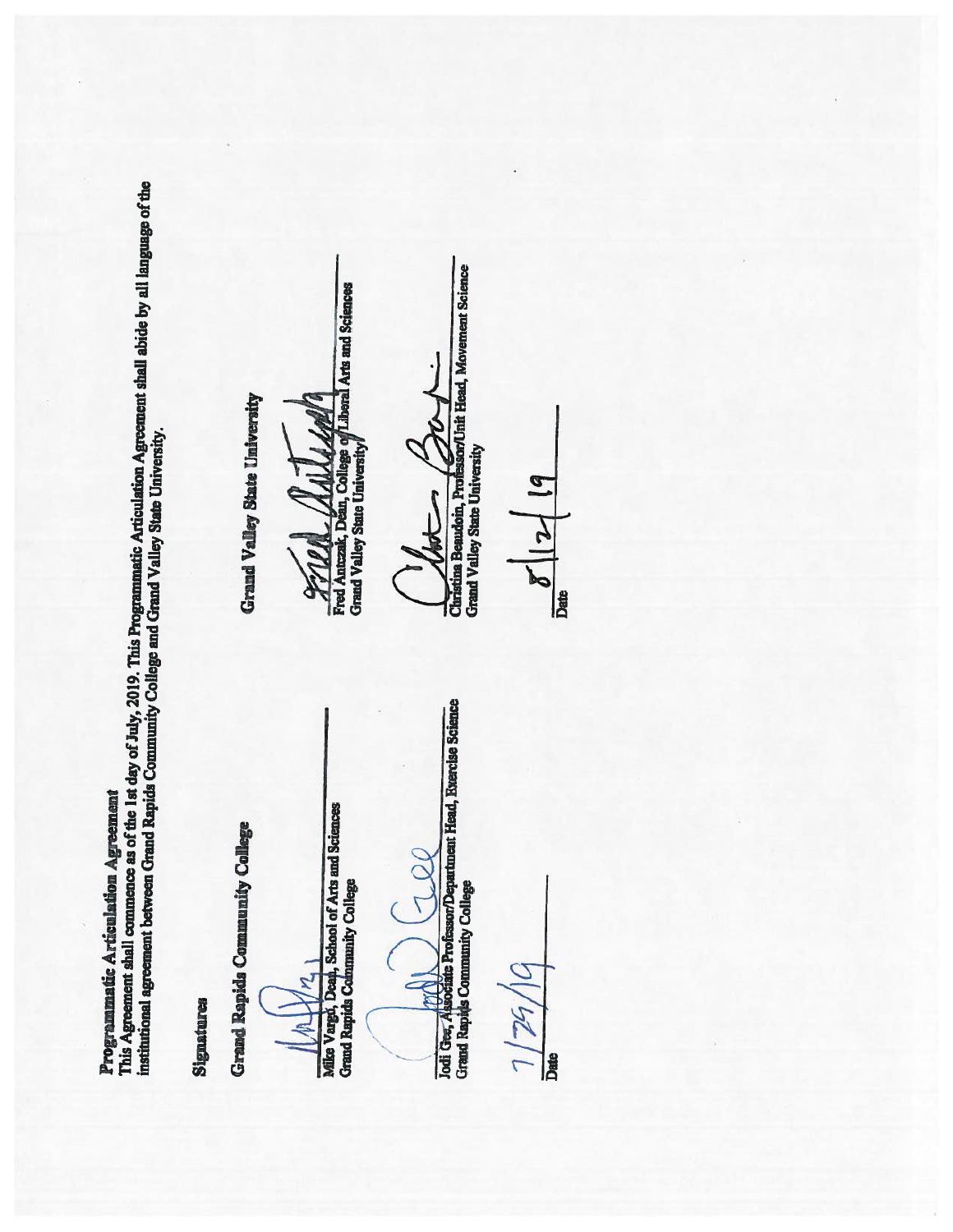**Programmatic Articulation Agreement**

This Agreement shall commence as of the 1st day of July, 2019. This Programmatic Articulation Agreement shall abide by all language of the institutional agreement between Grand Rapids Community College and Grand Valley State University.

**Signatures**

| Grand Rapids Community College | Grand Valley State University |
|---|---|
| Mike Vargo, Dean, School of Arts and Sciences<br>Grand Rapids Community College | Fred Antczak, Dean, College of Liberal Arts and Sciences<br>Grand Valley State University |
| Jodi Gee, Associate Professor/Department Head, Exercise Science<br>Grand Rapids Community College | Christina Beaudoin, Professor/Unit Head, Movement Science<br>Grand Valley State University |
| 7/25/19<br>Date | 8/12/19<br>Date |